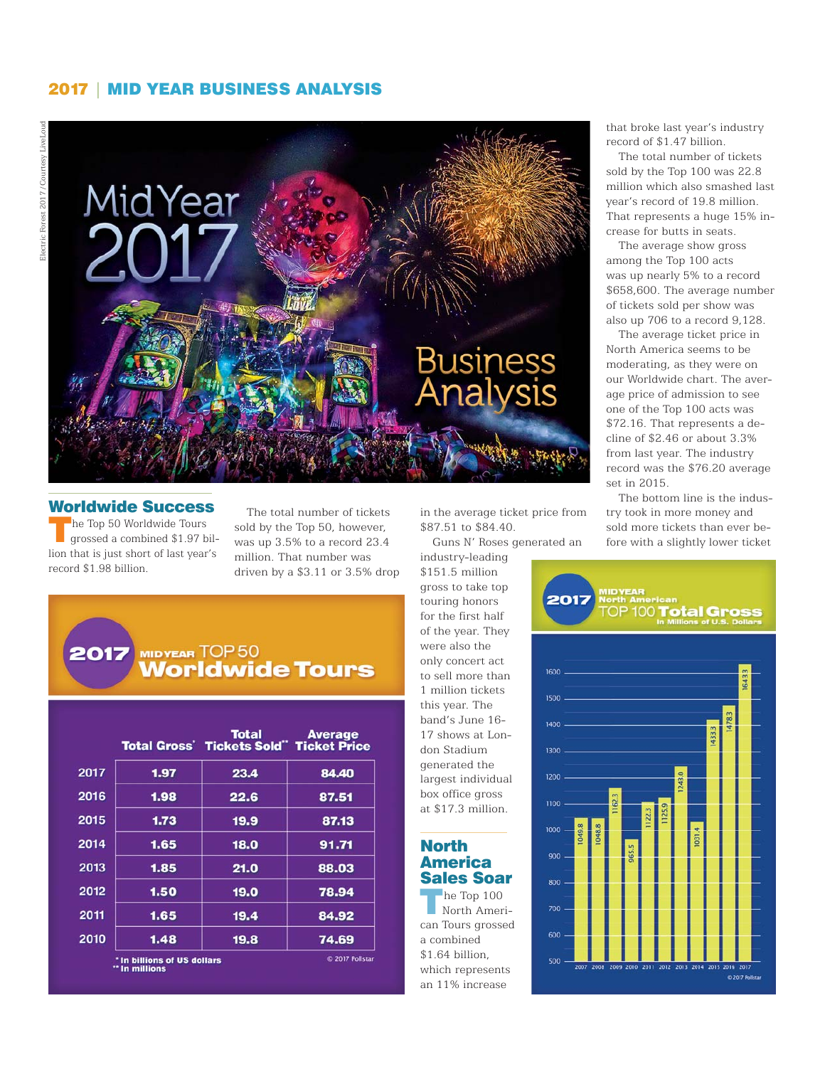## 2017 | MID YEAR BUSINESS ANALYSIS

Electric Forest 2017 / Courtesy LiveLoud

MidYear 2017 Business Analysis

## Worldwide Success

The Top 50 Worldwide Tours grossed a combined $1.97 billion that is just short of last year's record $1.98 billion.

The total number of tickets sold by the Top 50, however, was up 3.5% to a record 23.4 million. That number was driven by a $3.11 or 3.5% drop in the average ticket price from $87.51 to $84.40.

Guns N' Roses generated an industry-leading $151.5 million gross to take top touring honors for the first half of the year. They were also the only concert act to sell more than 1 million tickets this year. The band's June 16-17 shows at London Stadium generated the largest individual box office gross at $17.3 million.

### 2017 MIDYEAR TOP 50 Worldwide Tours

| | Total Gross* | Total Tickets Sold** | Average Ticket Price |
|---|---|---|---|
| 2017 | 1.97 | 23.4 | 84.40 |
| 2016 | 1.98 | 22.6 | 87.51 |
| 2015 | 1.73 | 19.9 | 87.13 |
| 2014 | 1.65 | 18.0 | 91.71 |
| 2013 | 1.85 | 21.0 | 88.03 |
| 2012 | 1.50 | 19.0 | 78.94 |
| 2011 | 1.65 | 19.4 | 84.92 |
| 2010 | 1.48 | 19.8 | 74.69 |

\* In billions of US dollars
\*\* In millions

© 2017 Pollstar

## North America Sales Soar

The Top 100 North American Tours grossed a combined $1.64 billion, which represents an 11% increase that broke last year's industry record of $1.47 billion.

The total number of tickets sold by the Top 100 was 22.8 million which also smashed last year's record of 19.8 million. That represents a huge 15% increase for butts in seats.

The average show gross among the Top 100 acts was up nearly 5% to a record $658,600. The average number of tickets sold per show was also up 706 to a record 9,128.

The average ticket price in North America seems to be moderating, as they were on our Worldwide chart. The average price of admission to see one of the Top 100 acts was $72.16. That represents a decline of $2.46 or about 3.3% from last year. The industry record was the $76.20 average set in 2015.

The bottom line is the industry took in more money and sold more tickets than ever before with a slightly lower ticket

### 2017 MIDYEAR North American TOP 100 Total Gross

In Millions of U.S. Dollars

| Year | Total Gross |
|---|---|
| 2007 | 1049.8 |
| 2008 | 1048.8 |
| 2009 | 1162.3 |
| 2010 | 965.5 |
| 2011 | 1122.3 |
| 2012 | 1125.9 |
| 2013 | 1243.0 |
| 2014 | 1031.4 |
| 2015 | 1433.3 |
| 2016 | 1478.3 |
| 2017 | 1643.3 |

© 2017 Pollstar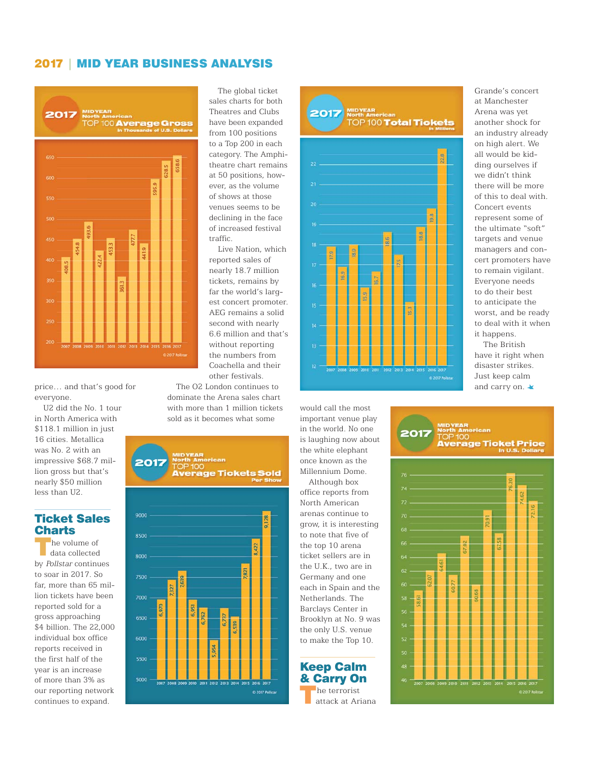## 2017 | MID YEAR BUSINESS ANALYSIS

2017 MIDYEAR North American TOP 100 Average Gross In Thousands of U.S. Dollars

650
600
550
500
450
400
350
300
250
200

408.5
454.8
493.6
422.4
453.3
361.3
477.7
441.9
595.9
628.5
658.6

2007 2008 2009 2010 2011 2012 2013 2014 2015 2016 2017

© 2017 Pollstar

price… and that's good for everyone.

U2 did the No. 1 tour in North America with $118.1 million in just 16 cities. Metallica was No. 2 with an impressive $68.7 million gross but that's nearly $50 million less than U2.

### Ticket Sales Charts

The volume of data collected by *Pollstar* continues to soar in 2017. So far, more than 65 million tickets have been reported sold for a gross approaching $4 billion. The 22,000 individual box office reports received in the first half of the year is an increase of more than 3% as our reporting network continues to expand.

The global ticket sales charts for both Theatres and Clubs have been expanded from 100 positions to a Top 200 in each category. The Amphitheatre chart remains at 50 positions, however, as the volume of shows at those venues seems to be declining in the face of increased festival traffic.

Live Nation, which reported sales of nearly 18.7 million tickets, remains by far the world's largest concert promoter. AEG remains a solid second with nearly 6.6 million and that's without reporting the numbers from Coachella and their other festivals.

The O2 London continues to dominate the Arena sales chart with more than 1 million tickets sold as it becomes what some would call the most important venue play in the world. No one is laughing now about the white elephant once known as the Millennium Dome.

2017 MIDYEAR North American TOP 100 Average Tickets Sold Per Show

9000
8500
8000
7500
7000
6500
6000
5500
5000

6,970
7,327
7,639
6,951
6,762
5,954
6,737
6,539
7,821
8,422
9,128

2007 2008 2009 2010 2011 2012 2013 2014 2015 2016 2017

© 2017 Pollstar

2017 MIDYEAR North American TOP 100 Total Tickets In Millions

22
21
20
19
18
17
16
15
14
13
12

17.9
16.9
18.0
15.9
16.7
18.6
17.5
15.3
18.8
19.8
22.8

2007 2008 2009 2010 2011 2012 2013 2014 2015 2016 2017

© 2017 Pollstar

Although box office reports from North American arenas continue to grow, it is interesting to note that five of the top 10 arena ticket sellers are in the U.K., two are in Germany and one each in Spain and the Netherlands. The Barclays Center in Brooklyn at No. 9 was the only U.S. venue to make the Top 10.

### Keep Calm & Carry On

The terrorist attack at Ariana Grande's concert at Manchester Arena was yet another shock for an industry already on high alert. We all would be kidding ourselves if we didn't think there will be more of this to deal with. Concert events represent some of the ultimate "soft" targets and venue managers and concert promoters have to remain vigilant. Everyone needs to do their best to anticipate the worst, and be ready to deal with it when it happens.

The British have it right when disaster strikes. Just keep calm and carry on.

2017 MIDYEAR North American TOP 100 Average Ticket Price In U.S. Dollars

76
74
72
70
68
66
64
62
60
58
56
54
52
50
48
46

58.61
62.07
64.61
60.77
67.02
60.68
70.91
67.58
76.20
74.62
72.16

2007 2008 2009 2010 2011 2012 2013 2014 2015 2016 2017

© 2017 Pollstar